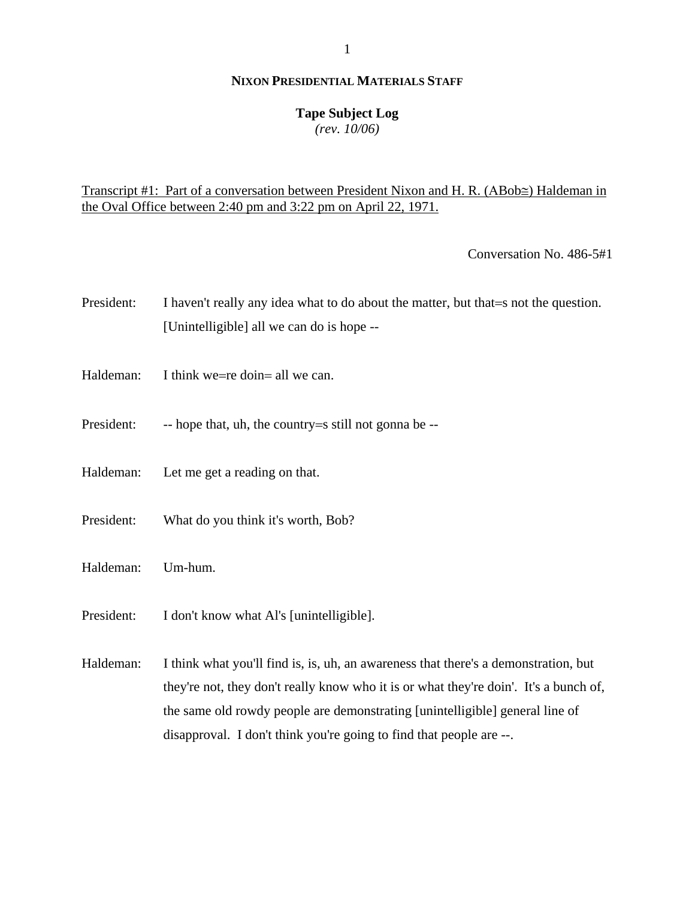**NIXON PRESIDENTIAL MATERIALS STAFF**

**Tape Subject Log**
*(rev. 10/06)*

Transcript #1: Part of a conversation between President Nixon and H. R. (ABob≅) Haldeman in the Oval Office between 2:40 pm and 3:22 pm on April 22, 1971.

Conversation No. 486-5#1

President: I haven't really any idea what to do about the matter, but that=s not the question. [Unintelligible] all we can do is hope --

Haldeman: I think we=re doin= all we can.

President: -- hope that, uh, the country=s still not gonna be --

Haldeman: Let me get a reading on that.

President: What do you think it's worth, Bob?

Haldeman: Um-hum.

President: I don't know what Al's [unintelligible].

Haldeman: I think what you'll find is, is, uh, an awareness that there's a demonstration, but they're not, they don't really know who it is or what they're doin'. It's a bunch of, the same old rowdy people are demonstrating [unintelligible] general line of disapproval. I don't think you're going to find that people are --.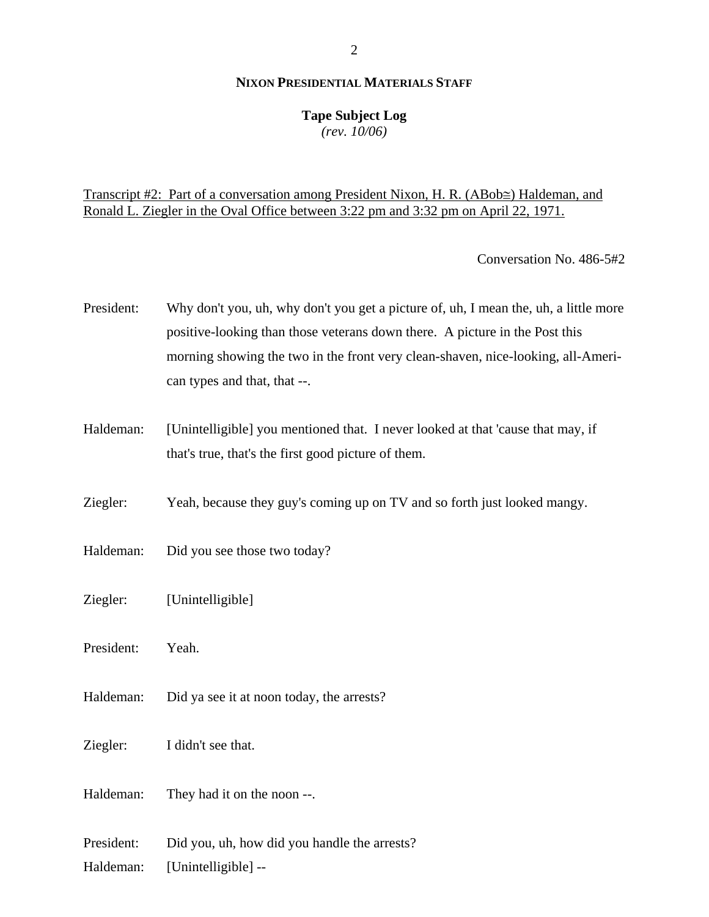**NIXON PRESIDENTIAL MATERIALS STAFF**

**Tape Subject Log**
*(rev. 10/06)*

Transcript #2: Part of a conversation among President Nixon, H. R. (ABob≅) Haldeman, and Ronald L. Ziegler in the Oval Office between 3:22 pm and 3:32 pm on April 22, 1971.

Conversation No. 486-5#2

President: Why don't you, uh, why don't you get a picture of, uh, I mean the, uh, a little more positive-looking than those veterans down there. A picture in the Post this morning showing the two in the front very clean-shaven, nice-looking, all-American types and that, that --.

Haldeman: [Unintelligible] you mentioned that. I never looked at that 'cause that may, if that's true, that's the first good picture of them.

Ziegler: Yeah, because they guy's coming up on TV and so forth just looked mangy.

Haldeman: Did you see those two today?

Ziegler: [Unintelligible]

President: Yeah.

Haldeman: Did ya see it at noon today, the arrests?

Ziegler: I didn't see that.

Haldeman: They had it on the noon --.

President: Did you, uh, how did you handle the arrests?

Haldeman: [Unintelligible] --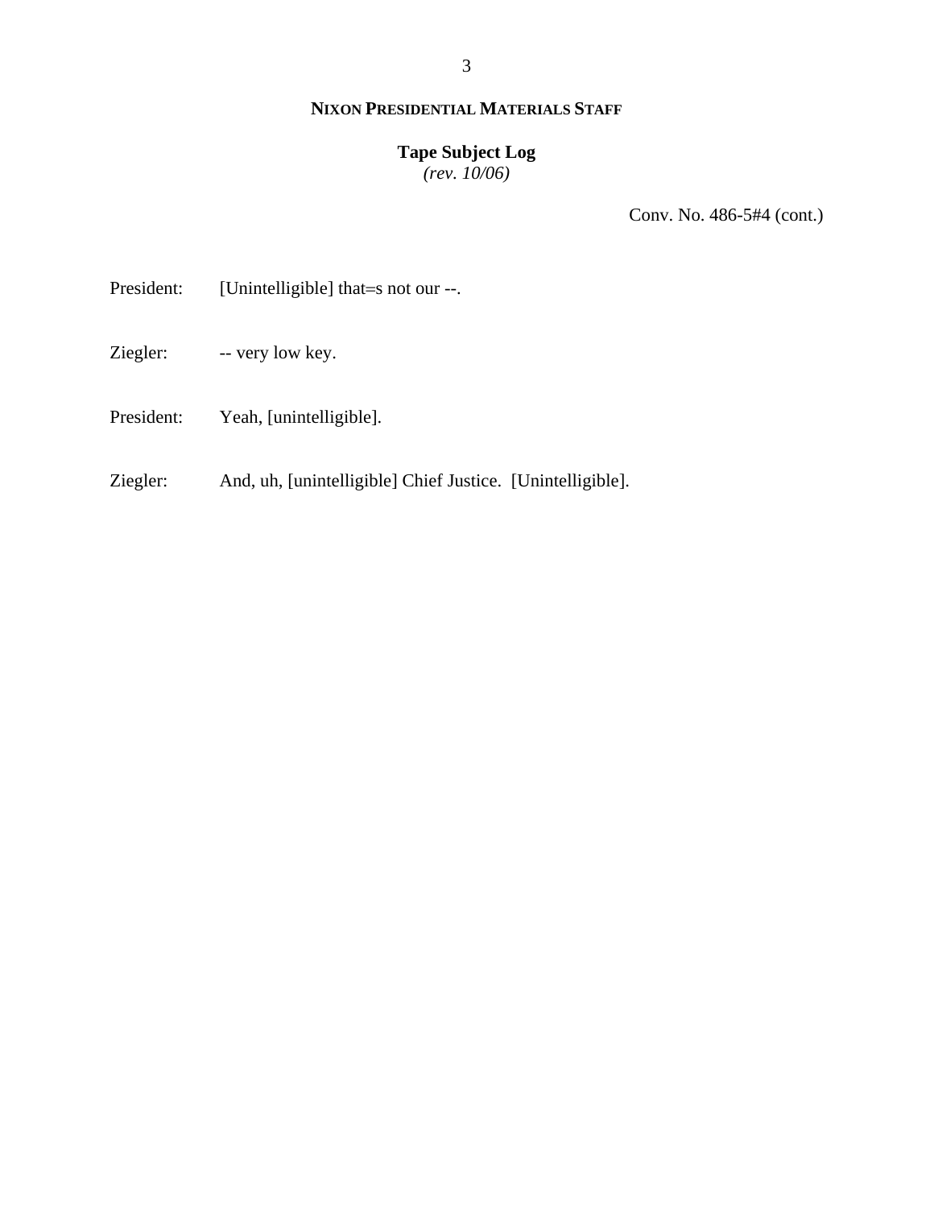**NIXON PRESIDENTIAL MATERIALS STAFF**

**Tape Subject Log**
*(rev. 10/06)*

Conv. No. 486-5#4 (cont.)

President: [Unintelligible] that=s not our --.

Ziegler: -- very low key.

President: Yeah, [unintelligible].

Ziegler: And, uh, [unintelligible] Chief Justice. [Unintelligible].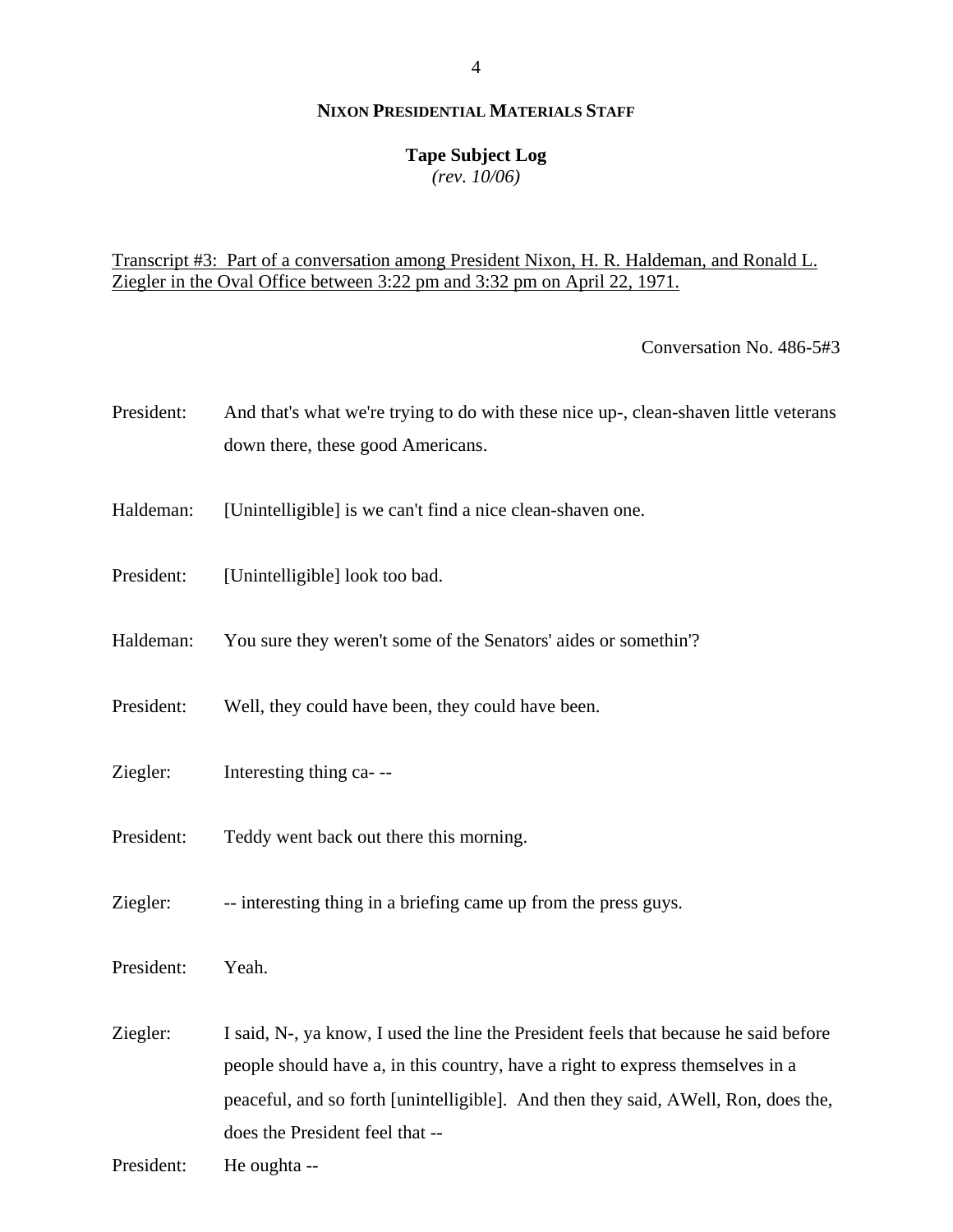**NIXON PRESIDENTIAL MATERIALS STAFF**

**Tape Subject Log**
*(rev. 10/06)*

Transcript #3: Part of a conversation among President Nixon, H. R. Haldeman, and Ronald L. Ziegler in the Oval Office between 3:22 pm and 3:32 pm on April 22, 1971.

Conversation No. 486-5#3

President: And that's what we're trying to do with these nice up-, clean-shaven little veterans down there, these good Americans.

Haldeman: [Unintelligible] is we can't find a nice clean-shaven one.

President: [Unintelligible] look too bad.

Haldeman: You sure they weren't some of the Senators' aides or somethin'?

President: Well, they could have been, they could have been.

Ziegler: Interesting thing ca- --

President: Teddy went back out there this morning.

Ziegler: -- interesting thing in a briefing came up from the press guys.

President: Yeah.

Ziegler: I said, N-, ya know, I used the line the President feels that because he said before people should have a, in this country, have a right to express themselves in a peaceful, and so forth [unintelligible]. And then they said, AWell, Ron, does the, does the President feel that --

President: He oughta --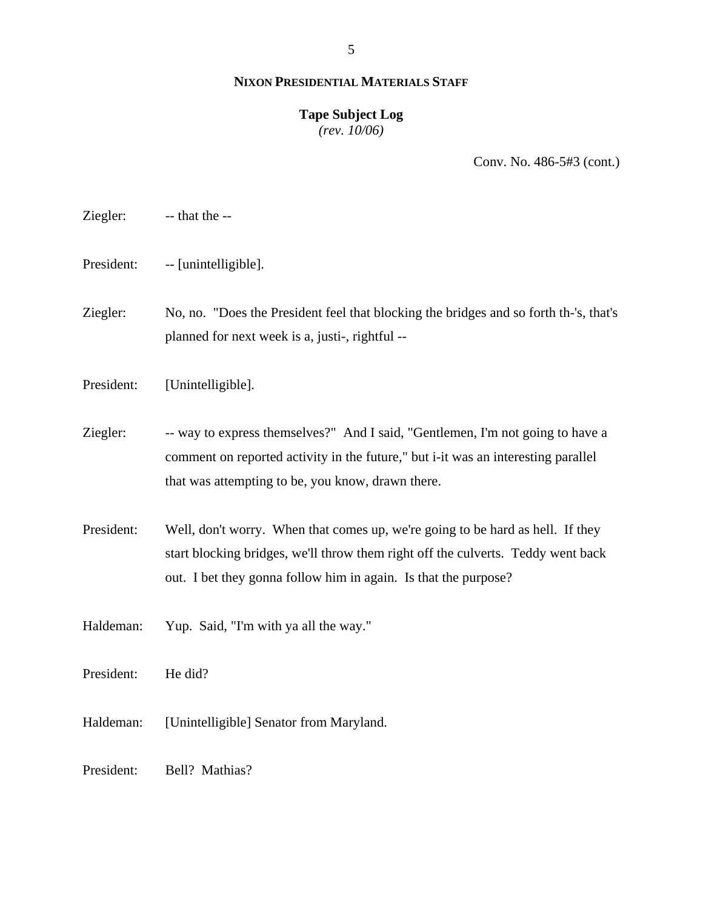**NIXON PRESIDENTIAL MATERIALS STAFF**

**Tape Subject Log**
*(rev. 10/06)*

Conv. No. 486-5#3 (cont.)

Ziegler: -- that the --

President: -- [unintelligible].

Ziegler: No, no. "Does the President feel that blocking the bridges and so forth th-'s, that's planned for next week is a, justi-, rightful --

President: [Unintelligible].

Ziegler: -- way to express themselves?" And I said, "Gentlemen, I'm not going to have a comment on reported activity in the future," but i-it was an interesting parallel that was attempting to be, you know, drawn there.

President: Well, don't worry. When that comes up, we're going to be hard as hell. If they start blocking bridges, we'll throw them right off the culverts. Teddy went back out. I bet they gonna follow him in again. Is that the purpose?

Haldeman: Yup. Said, "I'm with ya all the way."

President: He did?

Haldeman: [Unintelligible] Senator from Maryland.

President: Bell? Mathias?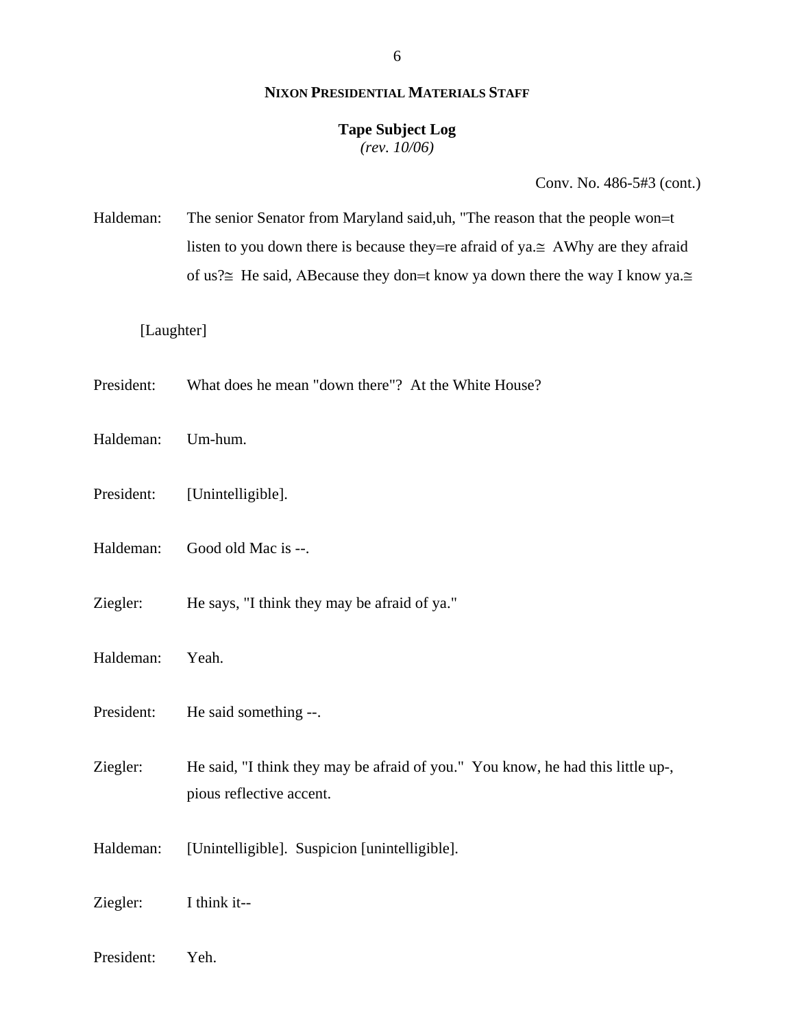**NIXON PRESIDENTIAL MATERIALS STAFF**

**Tape Subject Log**
*(rev. 10/06)*

Conv. No. 486-5#3 (cont.)

Haldeman: The senior Senator from Maryland said,uh, "The reason that the people won=t listen to you down there is because they=re afraid of ya.≅ AWhy are they afraid of us?≅ He said, ABecause they don=t know ya down there the way I know ya.≅

[Laughter]

President: What does he mean "down there"? At the White House?

Haldeman: Um-hum.

President: [Unintelligible].

Haldeman: Good old Mac is --.

Ziegler: He says, "I think they may be afraid of ya."

Haldeman: Yeah.

President: He said something --.

Ziegler: He said, "I think they may be afraid of you." You know, he had this little up-, pious reflective accent.

Haldeman: [Unintelligible]. Suspicion [unintelligible].

Ziegler: I think it--

President: Yeh.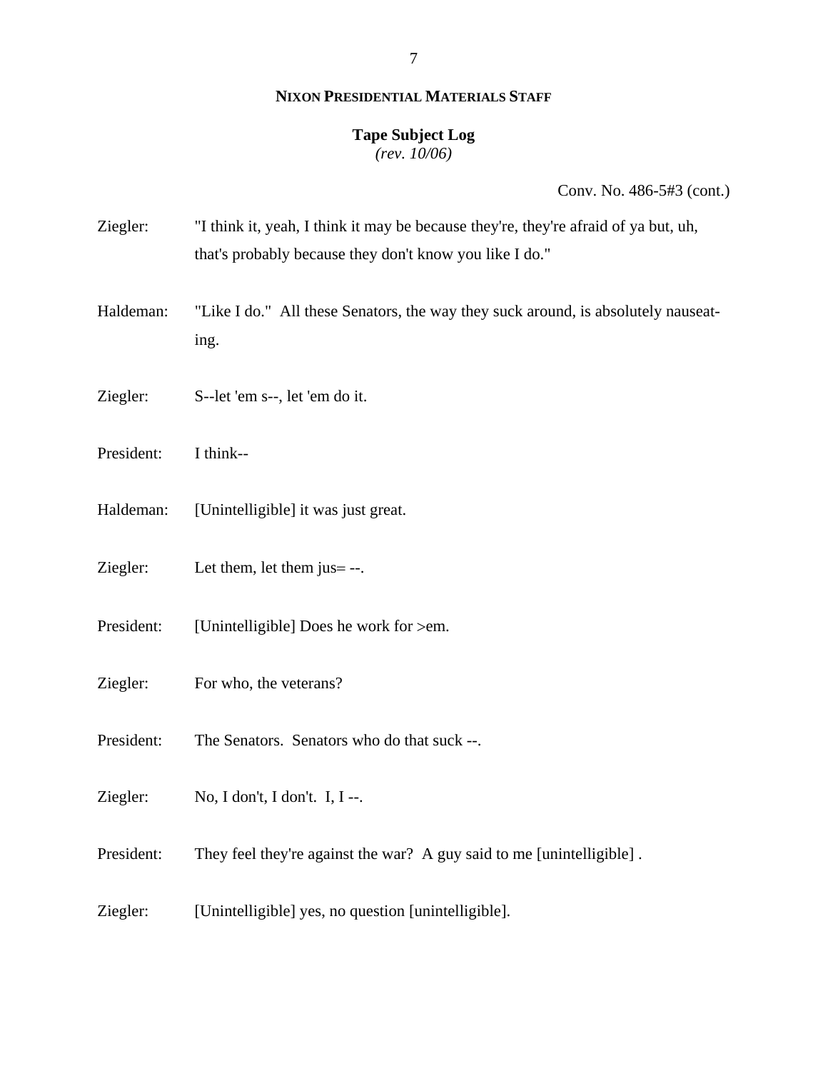**NIXON PRESIDENTIAL MATERIALS STAFF**

**Tape Subject Log**
*(rev. 10/06)*

Conv. No. 486-5#3 (cont.)

Ziegler: "I think it, yeah, I think it may be because they're, they're afraid of ya but, uh, that's probably because they don't know you like I do."

Haldeman: "Like I do." All these Senators, the way they suck around, is absolutely nauseating.

Ziegler: S--let 'em s--, let 'em do it.

President: I think--

Haldeman: [Unintelligible] it was just great.

Ziegler: Let them, let them jus= --.

President: [Unintelligible] Does he work for >em.

Ziegler: For who, the veterans?

President: The Senators. Senators who do that suck --.

Ziegler: No, I don't, I don't. I, I --.

President: They feel they're against the war? A guy said to me [unintelligible] .

Ziegler: [Unintelligible] yes, no question [unintelligible].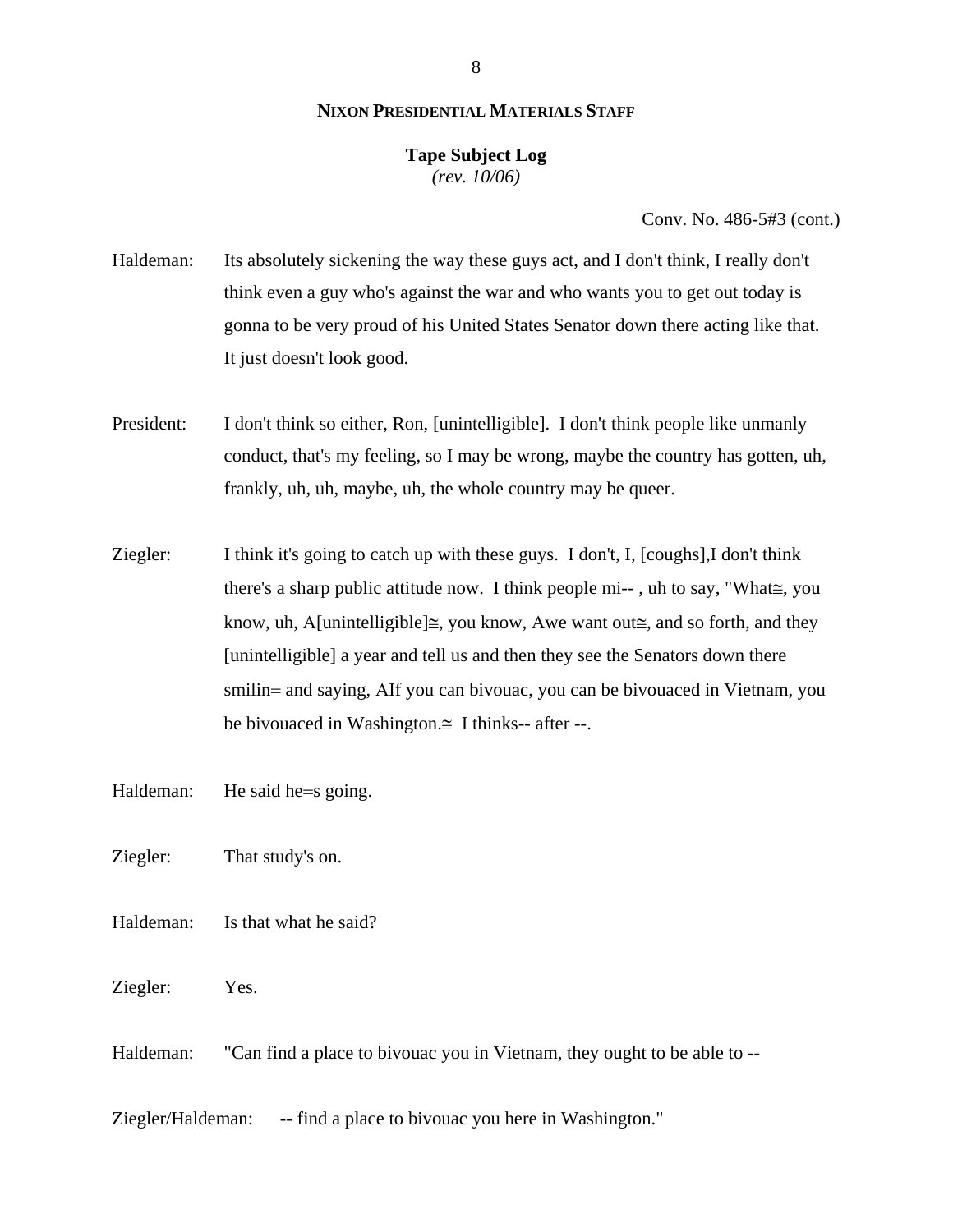**NIXON PRESIDENTIAL MATERIALS STAFF**

**Tape Subject Log**
*(rev. 10/06)*

Conv. No. 486-5#3 (cont.)

Haldeman: Its absolutely sickening the way these guys act, and I don't think, I really don't think even a guy who's against the war and who wants you to get out today is gonna to be very proud of his United States Senator down there acting like that. It just doesn't look good.

President: I don't think so either, Ron, [unintelligible]. I don't think people like unmanly conduct, that's my feeling, so I may be wrong, maybe the country has gotten, uh, frankly, uh, uh, maybe, uh, the whole country may be queer.

Ziegler: I think it's going to catch up with these guys. I don't, I, [coughs],I don't think there's a sharp public attitude now. I think people mi-- , uh to say, "What≅, you know, uh, A[unintelligible]≅, you know, Awe want out≅, and so forth, and they [unintelligible] a year and tell us and then they see the Senators down there smilin= and saying, AIf you can bivouac, you can be bivouaced in Vietnam, you be bivouaced in Washington.≅ I thinks-- after --.

Haldeman: He said he=s going.

Ziegler: That study's on.

Haldeman: Is that what he said?

Ziegler: Yes.

Haldeman: "Can find a place to bivouac you in Vietnam, they ought to be able to --

Ziegler/Haldeman: -- find a place to bivouac you here in Washington."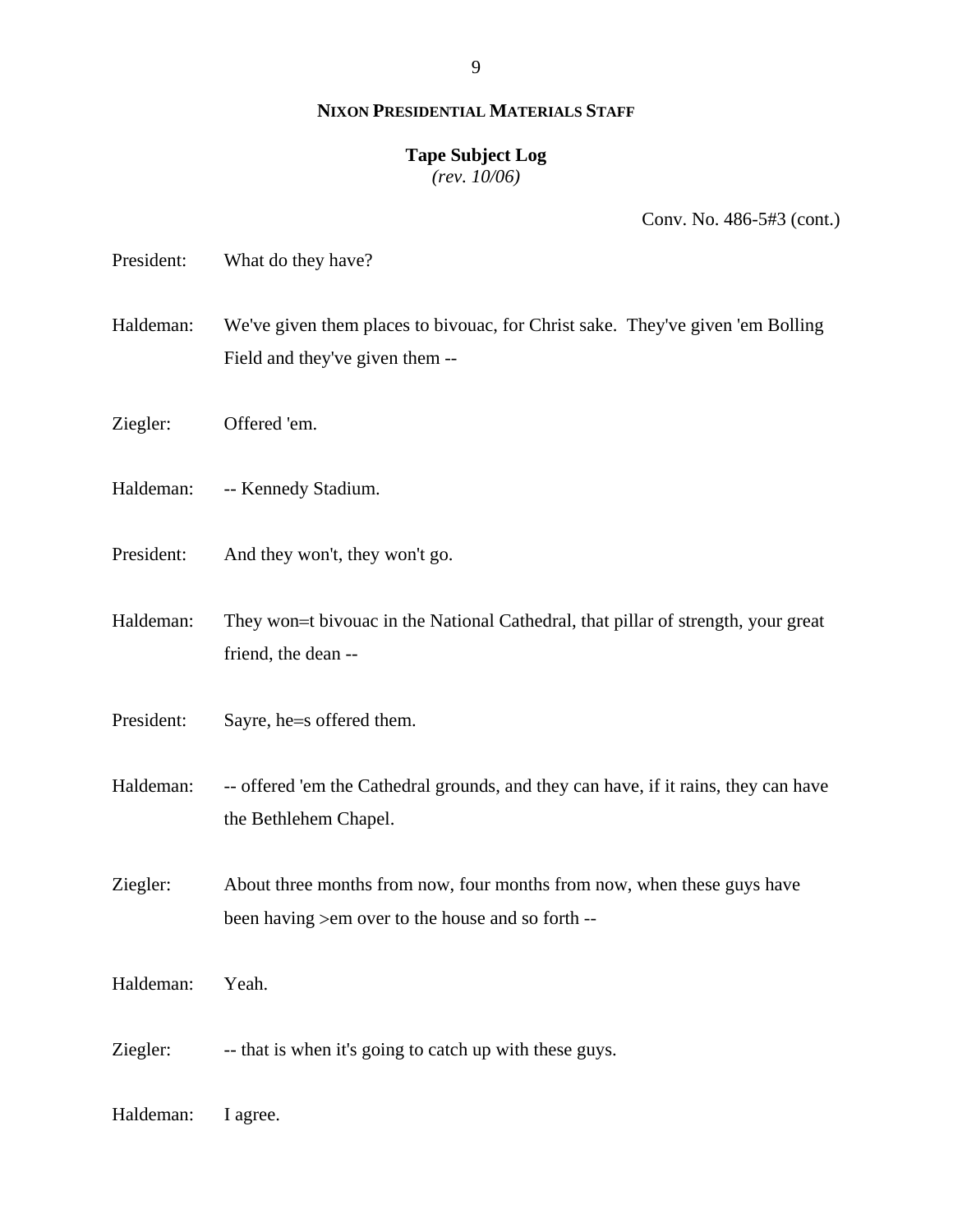**NIXON PRESIDENTIAL MATERIALS STAFF**

**Tape Subject Log**
*(rev. 10/06)*

Conv. No. 486-5#3 (cont.)

President: What do they have?

Haldeman: We've given them places to bivouac, for Christ sake. They've given 'em Bolling Field and they've given them --

Ziegler: Offered 'em.

Haldeman: -- Kennedy Stadium.

President: And they won't, they won't go.

Haldeman: They won=t bivouac in the National Cathedral, that pillar of strength, your great friend, the dean --

President: Sayre, he=s offered them.

Haldeman: -- offered 'em the Cathedral grounds, and they can have, if it rains, they can have the Bethlehem Chapel.

Ziegler: About three months from now, four months from now, when these guys have been having >em over to the house and so forth --

Haldeman: Yeah.

Ziegler: -- that is when it's going to catch up with these guys.

Haldeman: I agree.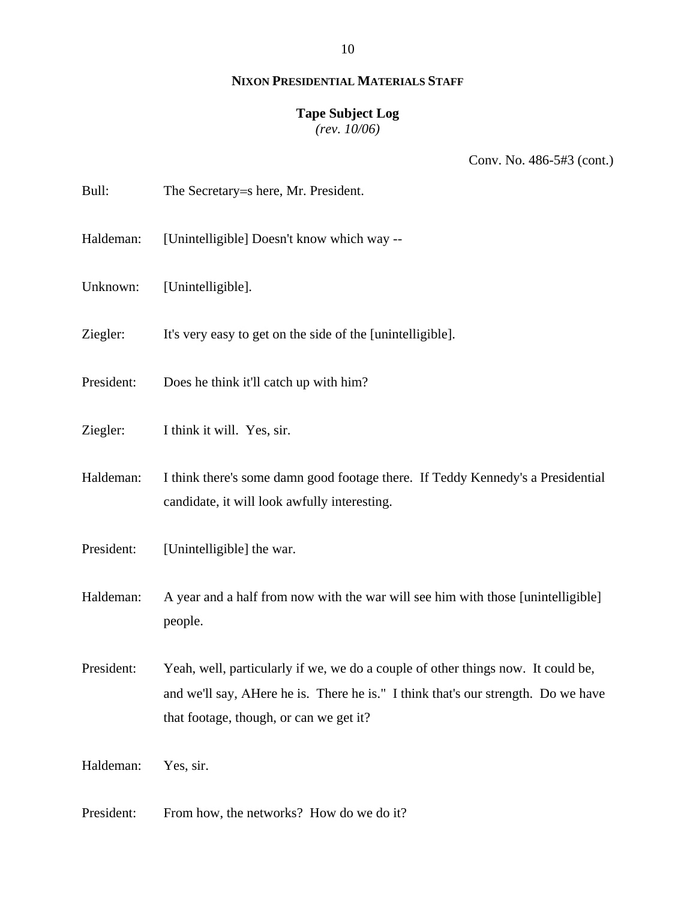**NIXON PRESIDENTIAL MATERIALS STAFF**

**Tape Subject Log**
*(rev. 10/06)*

Conv. No. 486-5#3 (cont.)

Bull: The Secretary=s here, Mr. President.

Haldeman: [Unintelligible] Doesn't know which way --

Unknown: [Unintelligible].

Ziegler: It's very easy to get on the side of the [unintelligible].

President: Does he think it'll catch up with him?

Ziegler: I think it will. Yes, sir.

Haldeman: I think there's some damn good footage there. If Teddy Kennedy's a Presidential candidate, it will look awfully interesting.

President: [Unintelligible] the war.

Haldeman: A year and a half from now with the war will see him with those [unintelligible] people.

President: Yeah, well, particularly if we, we do a couple of other things now. It could be, and we'll say, AHere he is. There he is." I think that's our strength. Do we have that footage, though, or can we get it?

Haldeman: Yes, sir.

President: From how, the networks? How do we do it?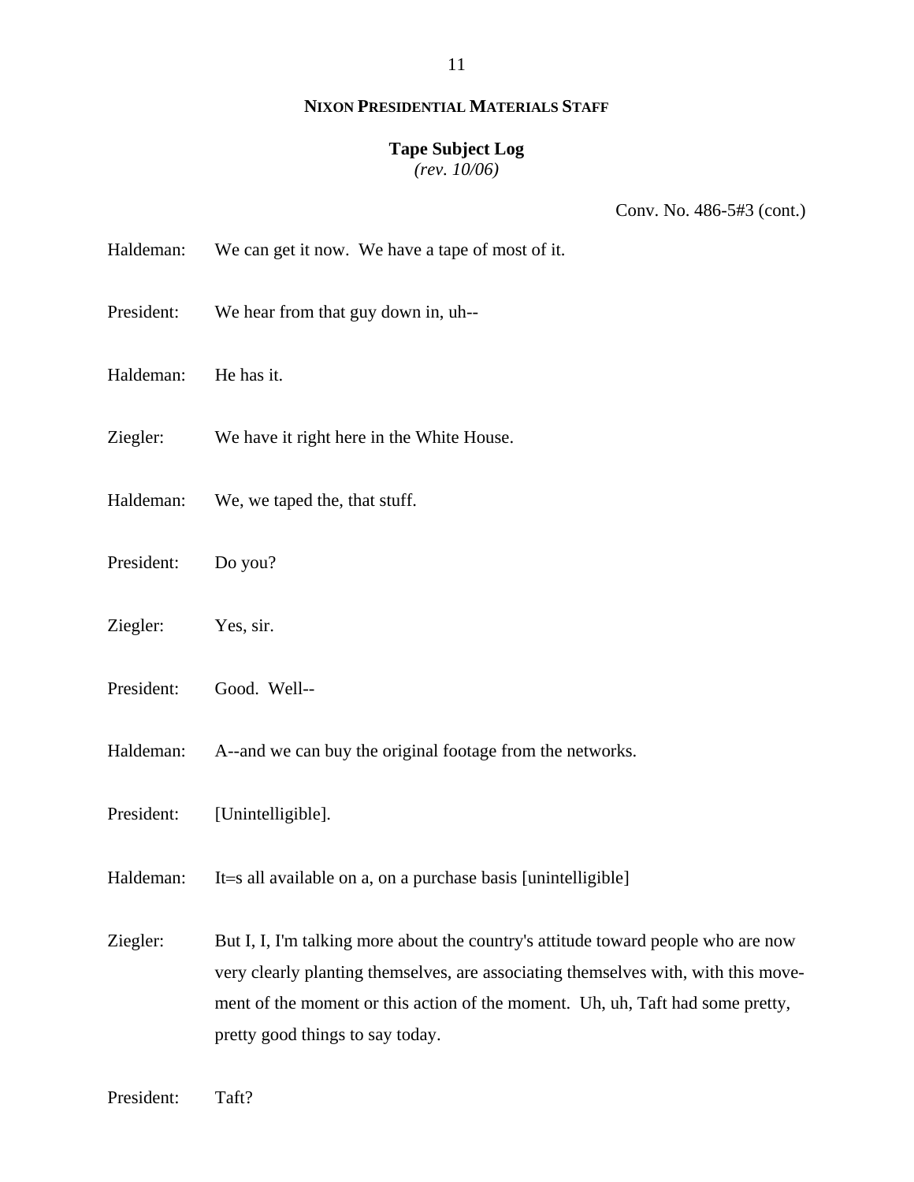**NIXON PRESIDENTIAL MATERIALS STAFF**

**Tape Subject Log**
*(rev. 10/06)*

Conv. No. 486-5#3 (cont.)

Haldeman: We can get it now. We have a tape of most of it.

President: We hear from that guy down in, uh--

Haldeman: He has it.

Ziegler: We have it right here in the White House.

Haldeman: We, we taped the, that stuff.

President: Do you?

Ziegler: Yes, sir.

President: Good. Well--

Haldeman: A--and we can buy the original footage from the networks.

President: [Unintelligible].

Haldeman: It=s all available on a, on a purchase basis [unintelligible]

Ziegler: But I, I, I'm talking more about the country's attitude toward people who are now very clearly planting themselves, are associating themselves with, with this movement of the moment or this action of the moment. Uh, uh, Taft had some pretty, pretty good things to say today.

President: Taft?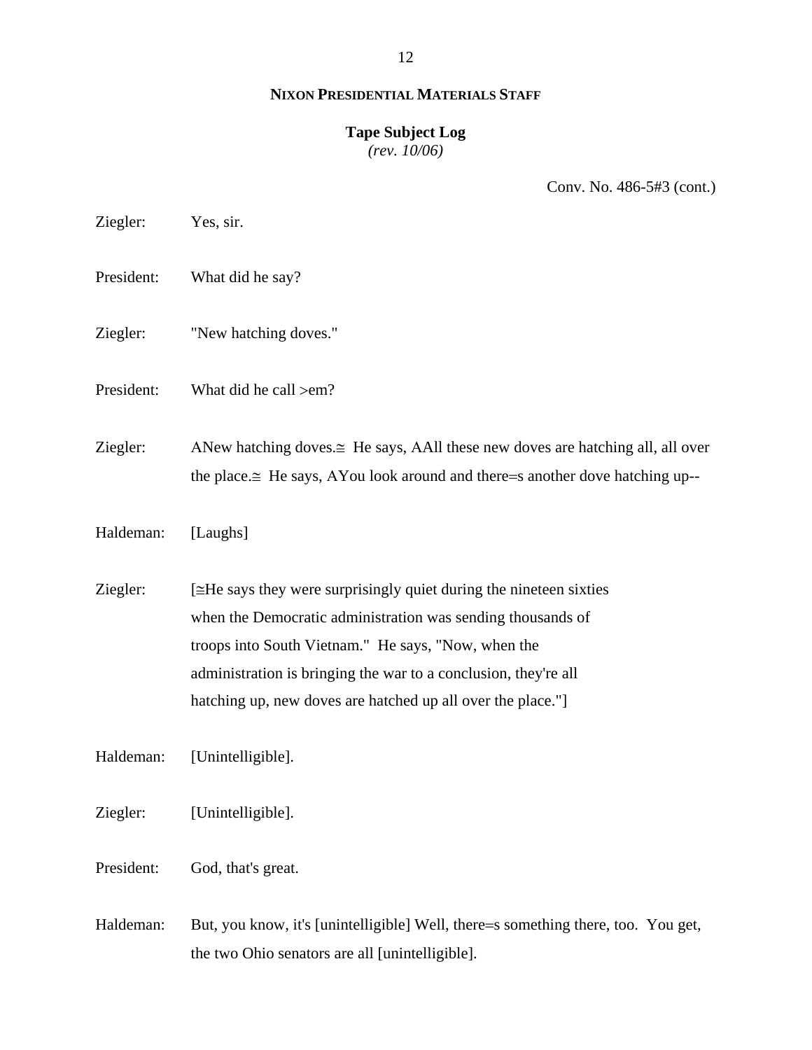**NIXON PRESIDENTIAL MATERIALS STAFF**

**Tape Subject Log**
*(rev. 10/06)*

Conv. No. 486-5#3 (cont.)

Ziegler: Yes, sir.

President: What did he say?

Ziegler: "New hatching doves."

President: What did he call >em?

Ziegler: ANew hatching doves.≅ He says, AAll these new doves are hatching all, all over the place.≅ He says, AYou look around and there=s another dove hatching up--

Haldeman: [Laughs]

Ziegler: [≅He says they were surprisingly quiet during the nineteen sixties when the Democratic administration was sending thousands of troops into South Vietnam." He says, "Now, when the administration is bringing the war to a conclusion, they're all hatching up, new doves are hatched up all over the place."]

Haldeman: [Unintelligible].

Ziegler: [Unintelligible].

President: God, that's great.

Haldeman: But, you know, it's [unintelligible] Well, there=s something there, too. You get, the two Ohio senators are all [unintelligible].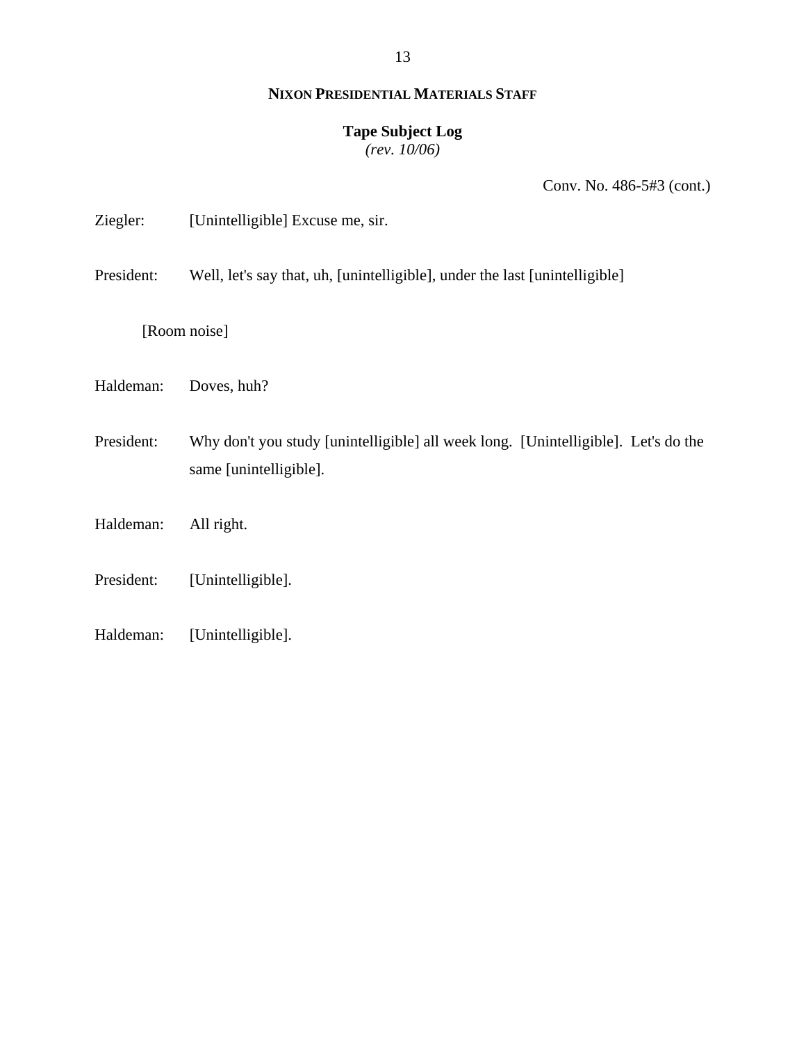**NIXON PRESIDENTIAL MATERIALS STAFF**

**Tape Subject Log**
*(rev. 10/06)*

Conv. No. 486-5#3 (cont.)

Ziegler: [Unintelligible] Excuse me, sir.

President: Well, let's say that, uh, [unintelligible], under the last [unintelligible]

[Room noise]

Haldeman: Doves, huh?

President: Why don't you study [unintelligible] all week long. [Unintelligible]. Let's do the same [unintelligible].

Haldeman: All right.

President: [Unintelligible].

Haldeman: [Unintelligible].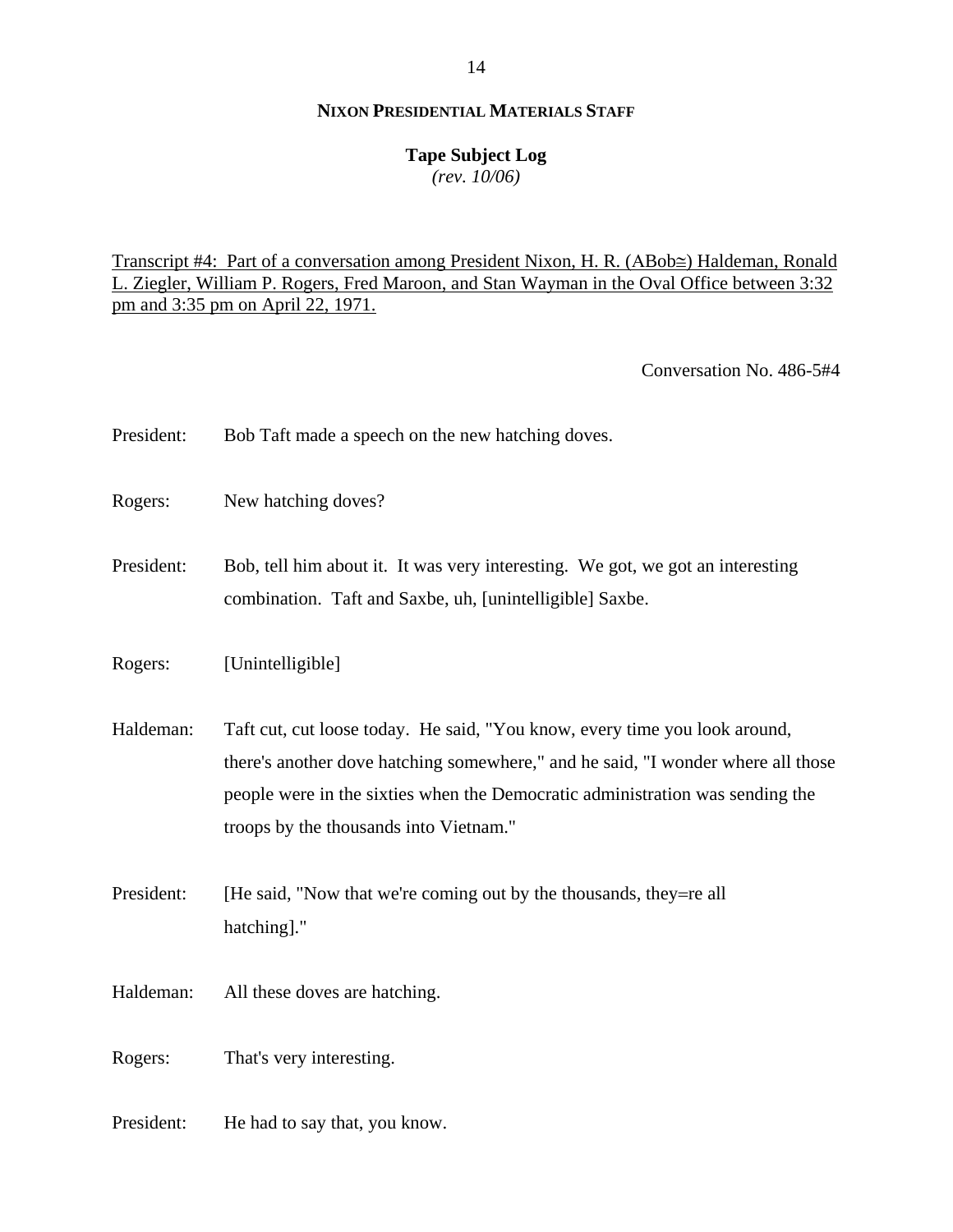**NIXON PRESIDENTIAL MATERIALS STAFF**

**Tape Subject Log**
*(rev. 10/06)*

Transcript #4: Part of a conversation among President Nixon, H. R. (ABob≅) Haldeman, Ronald L. Ziegler, William P. Rogers, Fred Maroon, and Stan Wayman in the Oval Office between 3:32 pm and 3:35 pm on April 22, 1971.

Conversation No. 486-5#4

President: Bob Taft made a speech on the new hatching doves.

Rogers: New hatching doves?

President: Bob, tell him about it. It was very interesting. We got, we got an interesting combination. Taft and Saxbe, uh, [unintelligible] Saxbe.

Rogers: [Unintelligible]

Haldeman: Taft cut, cut loose today. He said, "You know, every time you look around, there's another dove hatching somewhere," and he said, "I wonder where all those people were in the sixties when the Democratic administration was sending the troops by the thousands into Vietnam."

President: [He said, "Now that we're coming out by the thousands, they=re all hatching]."

Haldeman: All these doves are hatching.

Rogers: That's very interesting.

President: He had to say that, you know.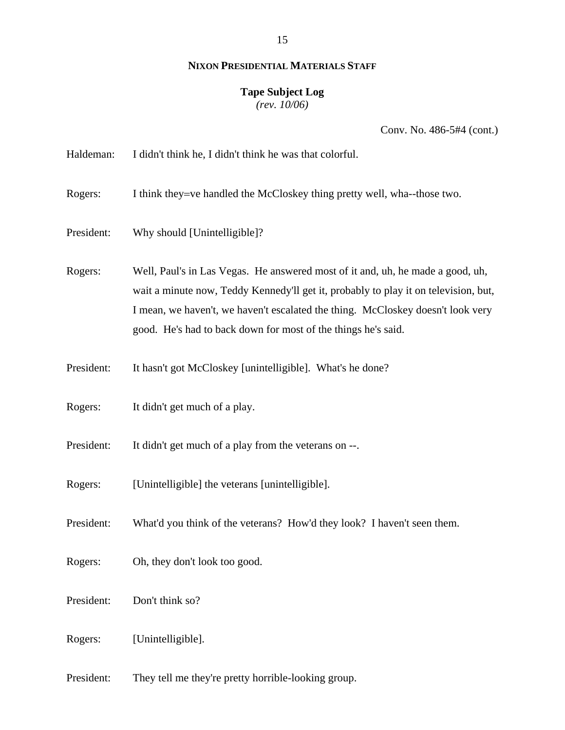**NIXON PRESIDENTIAL MATERIALS STAFF**

**Tape Subject Log**
*(rev. 10/06)*

Conv. No. 486-5#4 (cont.)

Haldeman: I didn't think he, I didn't think he was that colorful.

Rogers: I think they=ve handled the McCloskey thing pretty well, wha--those two.

President: Why should [Unintelligible]?

Rogers: Well, Paul's in Las Vegas. He answered most of it and, uh, he made a good, uh, wait a minute now, Teddy Kennedy'll get it, probably to play it on television, but, I mean, we haven't, we haven't escalated the thing. McCloskey doesn't look very good. He's had to back down for most of the things he's said.

President: It hasn't got McCloskey [unintelligible]. What's he done?

Rogers: It didn't get much of a play.

President: It didn't get much of a play from the veterans on --.

Rogers: [Unintelligible] the veterans [unintelligible].

President: What'd you think of the veterans? How'd they look? I haven't seen them.

Rogers: Oh, they don't look too good.

President: Don't think so?

Rogers: [Unintelligible].

President: They tell me they're pretty horrible-looking group.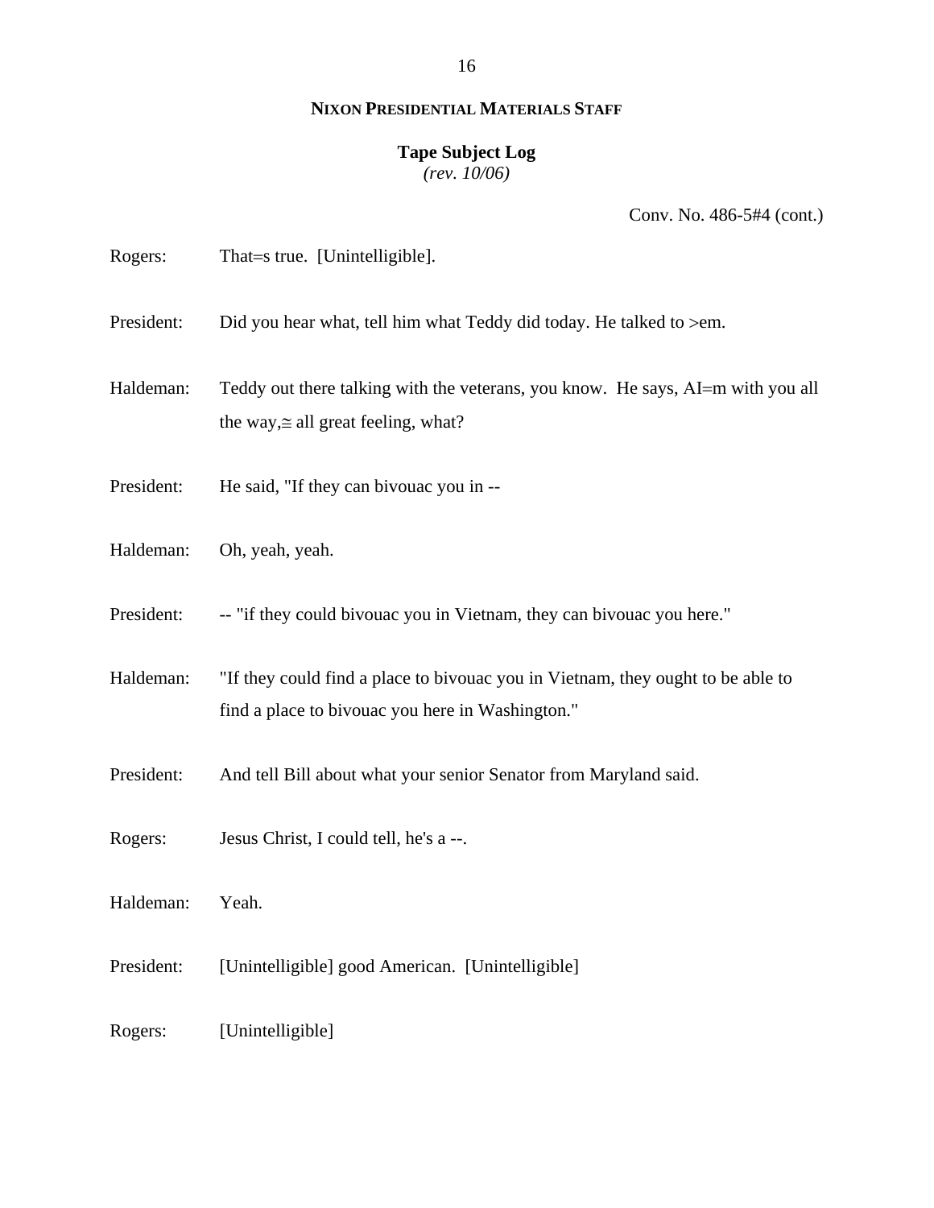**NIXON PRESIDENTIAL MATERIALS STAFF**

**Tape Subject Log**
*(rev. 10/06)*

Conv. No. 486-5#4 (cont.)

Rogers: That=s true. [Unintelligible].

President: Did you hear what, tell him what Teddy did today. He talked to >em.

Haldeman: Teddy out there talking with the veterans, you know. He says, AI=m with you all the way,≅ all great feeling, what?

President: He said, "If they can bivouac you in --

Haldeman: Oh, yeah, yeah.

President: -- "if they could bivouac you in Vietnam, they can bivouac you here."

Haldeman: "If they could find a place to bivouac you in Vietnam, they ought to be able to find a place to bivouac you here in Washington."

President: And tell Bill about what your senior Senator from Maryland said.

Rogers: Jesus Christ, I could tell, he's a --.

Haldeman: Yeah.

President: [Unintelligible] good American. [Unintelligible]

Rogers: [Unintelligible]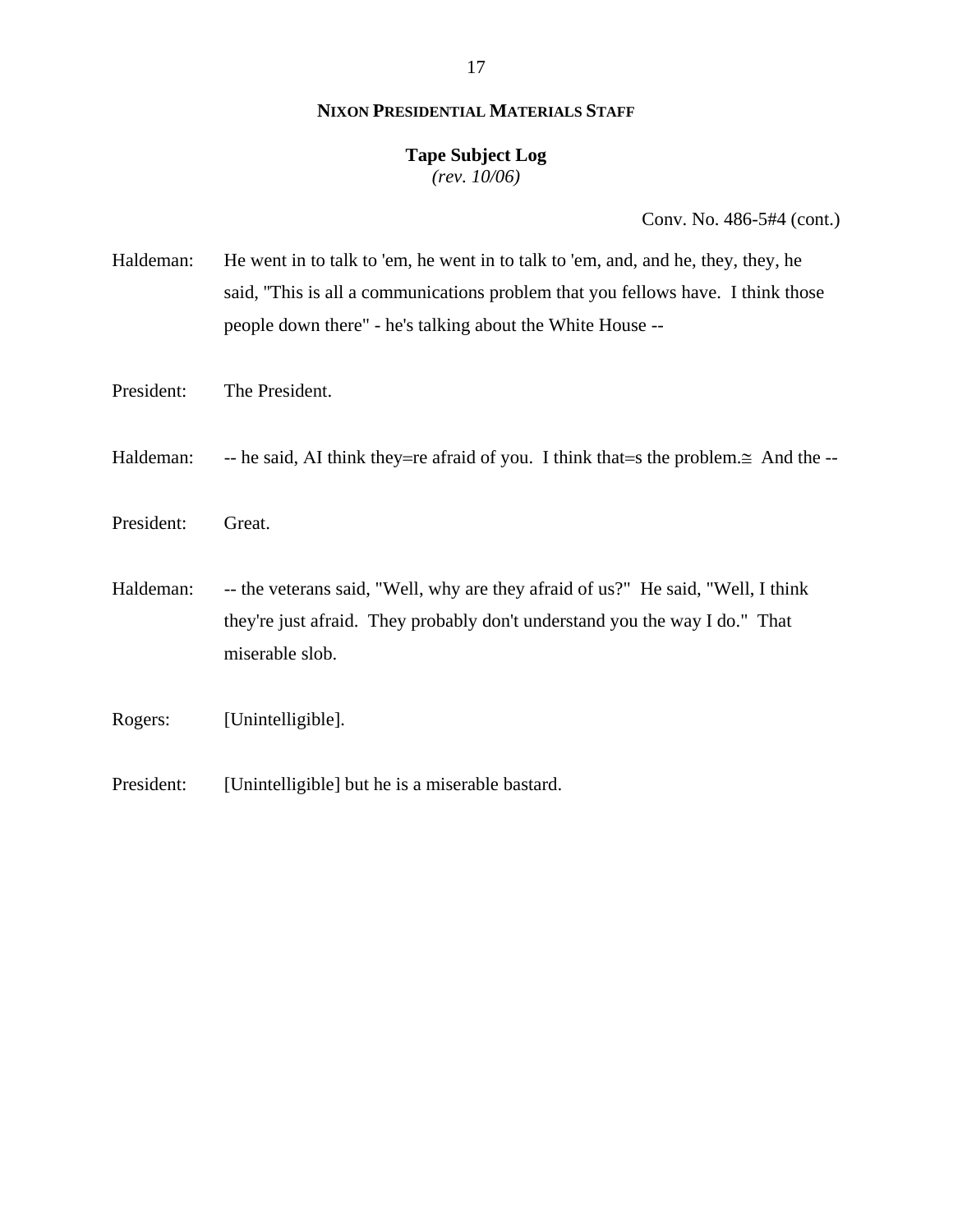**NIXON PRESIDENTIAL MATERIALS STAFF**

**Tape Subject Log**
*(rev. 10/06)*

Conv. No. 486-5#4 (cont.)

Haldeman: He went in to talk to 'em, he went in to talk to 'em, and, and he, they, they, he said, "This is all a communications problem that you fellows have. I think those people down there" - he's talking about the White House --

President: The President.

Haldeman: -- he said, AI think they=re afraid of you. I think that=s the problem.≅ And the --

President: Great.

Haldeman: -- the veterans said, "Well, why are they afraid of us?" He said, "Well, I think they're just afraid. They probably don't understand you the way I do." That miserable slob.

Rogers: [Unintelligible].

President: [Unintelligible] but he is a miserable bastard.